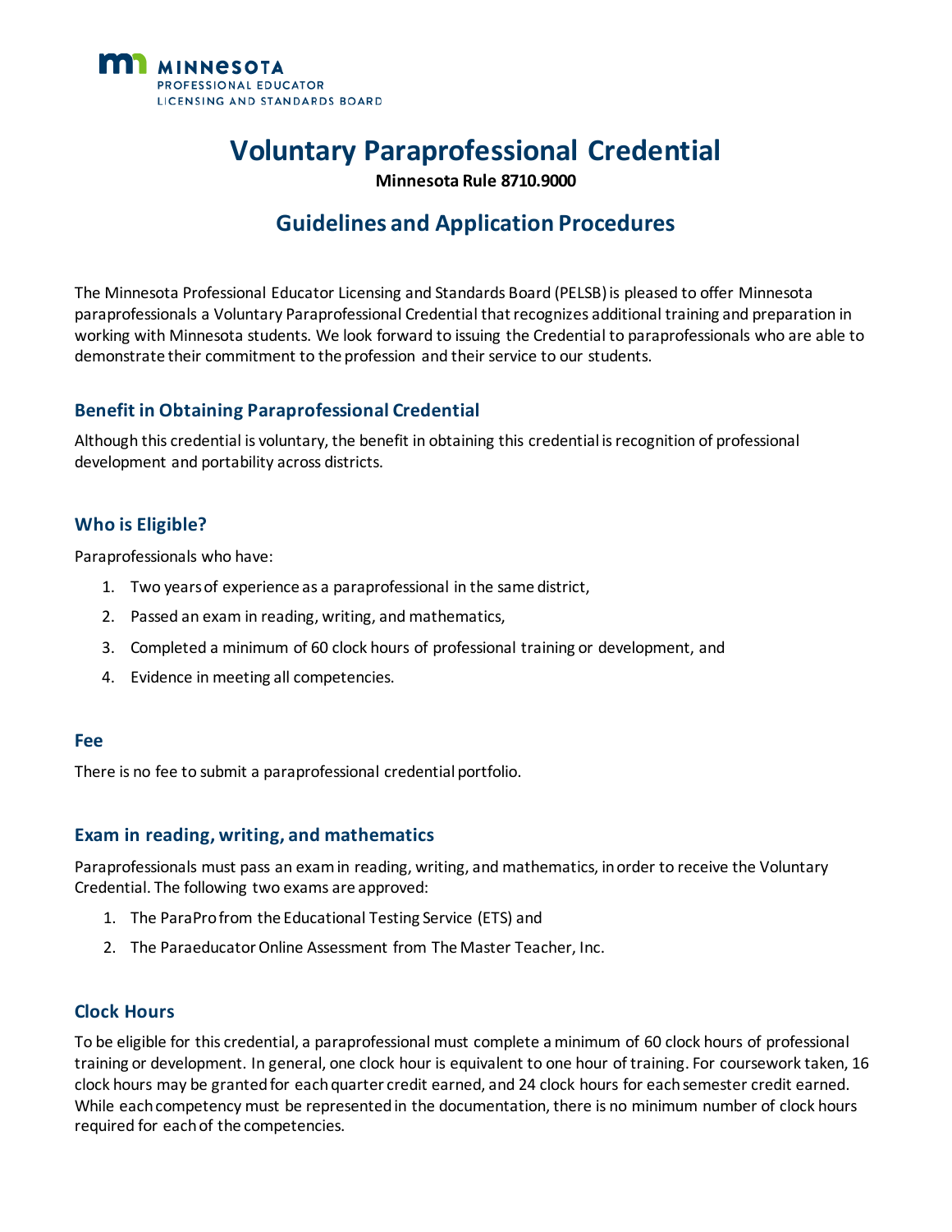MINNESOTA
PROFESSIONAL EDUCATOR
LICENSING AND STANDARDS BOARD

# Voluntary Paraprofessional Credential

**Minnesota Rule 8710.9000**

## Guidelines and Application Procedures

The Minnesota Professional Educator Licensing and Standards Board (PELSB) is pleased to offer Minnesota paraprofessionals a Voluntary Paraprofessional Credential that recognizes additional training and preparation in working with Minnesota students. We look forward to issuing the Credential to paraprofessionals who are able to demonstrate their commitment to the profession and their service to our students.

### Benefit in Obtaining Paraprofessional Credential

Although this credential is voluntary, the benefit in obtaining this credential is recognition of professional development and portability across districts.

### Who is Eligible?

Paraprofessionals who have:

1. Two years of experience as a paraprofessional in the same district,
2. Passed an exam in reading, writing, and mathematics,
3. Completed a minimum of 60 clock hours of professional training or development, and
4. Evidence in meeting all competencies.

### Fee

There is no fee to submit a paraprofessional credential portfolio.

### Exam in reading, writing, and mathematics

Paraprofessionals must pass an exam in reading, writing, and mathematics, in order to receive the Voluntary Credential. The following two exams are approved:

1. The ParaPro from the Educational Testing Service (ETS) and
2. The Paraeducator Online Assessment from The Master Teacher, Inc.

### Clock Hours

To be eligible for this credential, a paraprofessional must complete a minimum of 60 clock hours of professional training or development. In general, one clock hour is equivalent to one hour of training. For coursework taken, 16 clock hours may be granted for each quarter credit earned, and 24 clock hours for each semester credit earned. While each competency must be represented in the documentation, there is no minimum number of clock hours required for each of the competencies.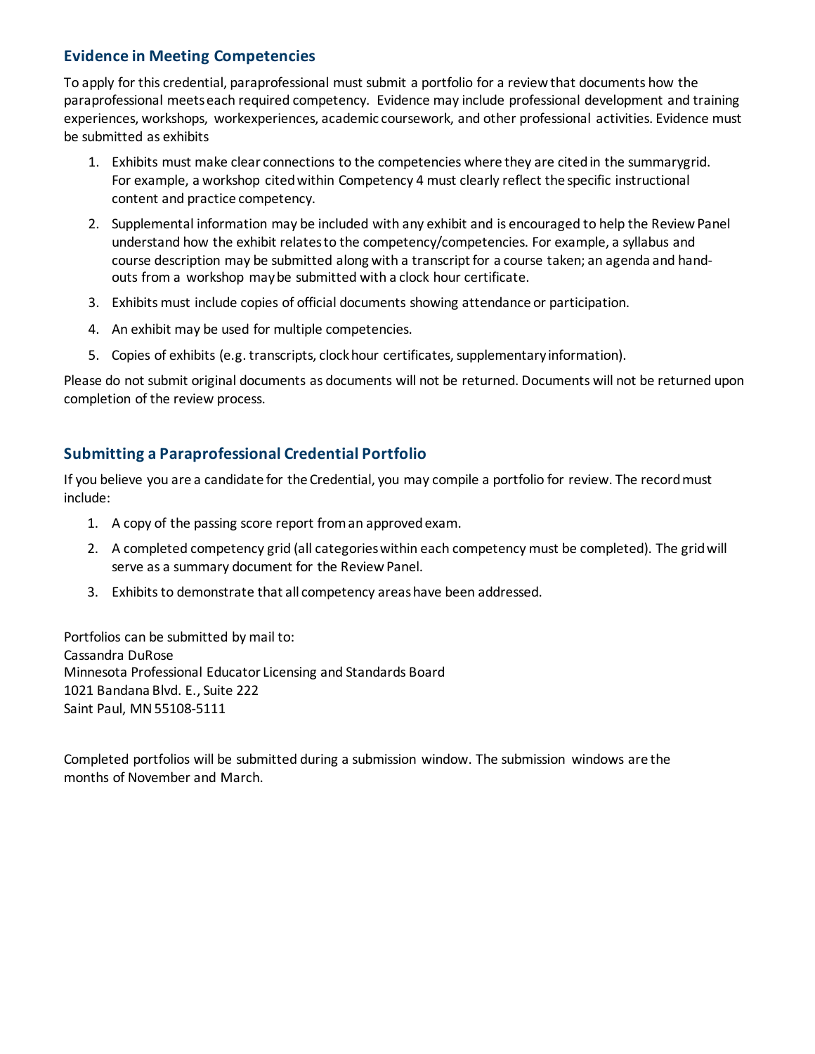## Evidence in Meeting Competencies

To apply for this credential, paraprofessional must submit a portfolio for a review that documents how the paraprofessional meets each required competency. Evidence may include professional development and training experiences, workshops, workexperiences, academic coursework, and other professional activities. Evidence must be submitted as exhibits

1. Exhibits must make clear connections to the competencies where they are cited in the summarygrid. For example, a workshop cited within Competency 4 must clearly reflect the specific instructional content and practice competency.
2. Supplemental information may be included with any exhibit and is encouraged to help the Review Panel understand how the exhibit relates to the competency/competencies. For example, a syllabus and course description may be submitted along with a transcript for a course taken; an agenda and hand-outs from a workshop may be submitted with a clock hour certificate.
3. Exhibits must include copies of official documents showing attendance or participation.
4. An exhibit may be used for multiple competencies.
5. Copies of exhibits (e.g. transcripts, clock hour certificates, supplementary information).

Please do not submit original documents as documents will not be returned. Documents will not be returned upon completion of the review process.

## Submitting a Paraprofessional Credential Portfolio

If you believe you are a candidate for the Credential, you may compile a portfolio for review. The record must include:

1. A copy of the passing score report from an approved exam.
2. A completed competency grid (all categories within each competency must be completed). The grid will serve as a summary document for the Review Panel.
3. Exhibits to demonstrate that all competency areas have been addressed.

Portfolios can be submitted by mail to:
Cassandra DuRose
Minnesota Professional Educator Licensing and Standards Board
1021 Bandana Blvd. E., Suite 222
Saint Paul, MN 55108-5111

Completed portfolios will be submitted during a submission window. The submission windows are the months of November and March.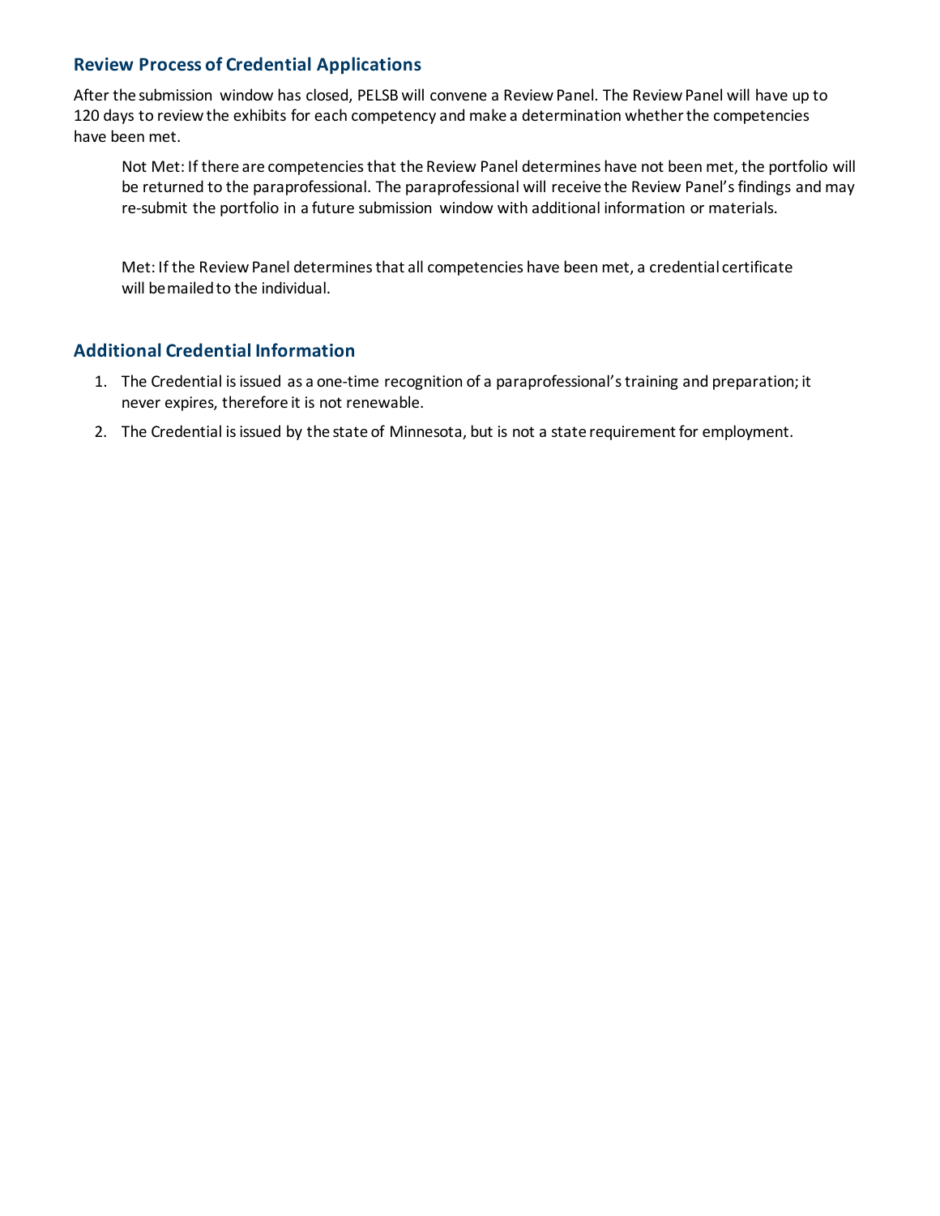## Review Process of Credential Applications

After the submission window has closed, PELSB will convene a Review Panel. The Review Panel will have up to 120 days to review the exhibits for each competency and make a determination whether the competencies have been met.

Not Met: If there are competencies that the Review Panel determines have not been met, the portfolio will be returned to the paraprofessional. The paraprofessional will receive the Review Panel's findings and may re-submit the portfolio in a future submission window with additional information or materials.

Met: If the Review Panel determines that all competencies have been met, a credential certificate will be mailed to the individual.

## Additional Credential Information

1. The Credential is issued as a one-time recognition of a paraprofessional's training and preparation; it never expires, therefore it is not renewable.
2. The Credential is issued by the state of Minnesota, but is not a state requirement for employment.